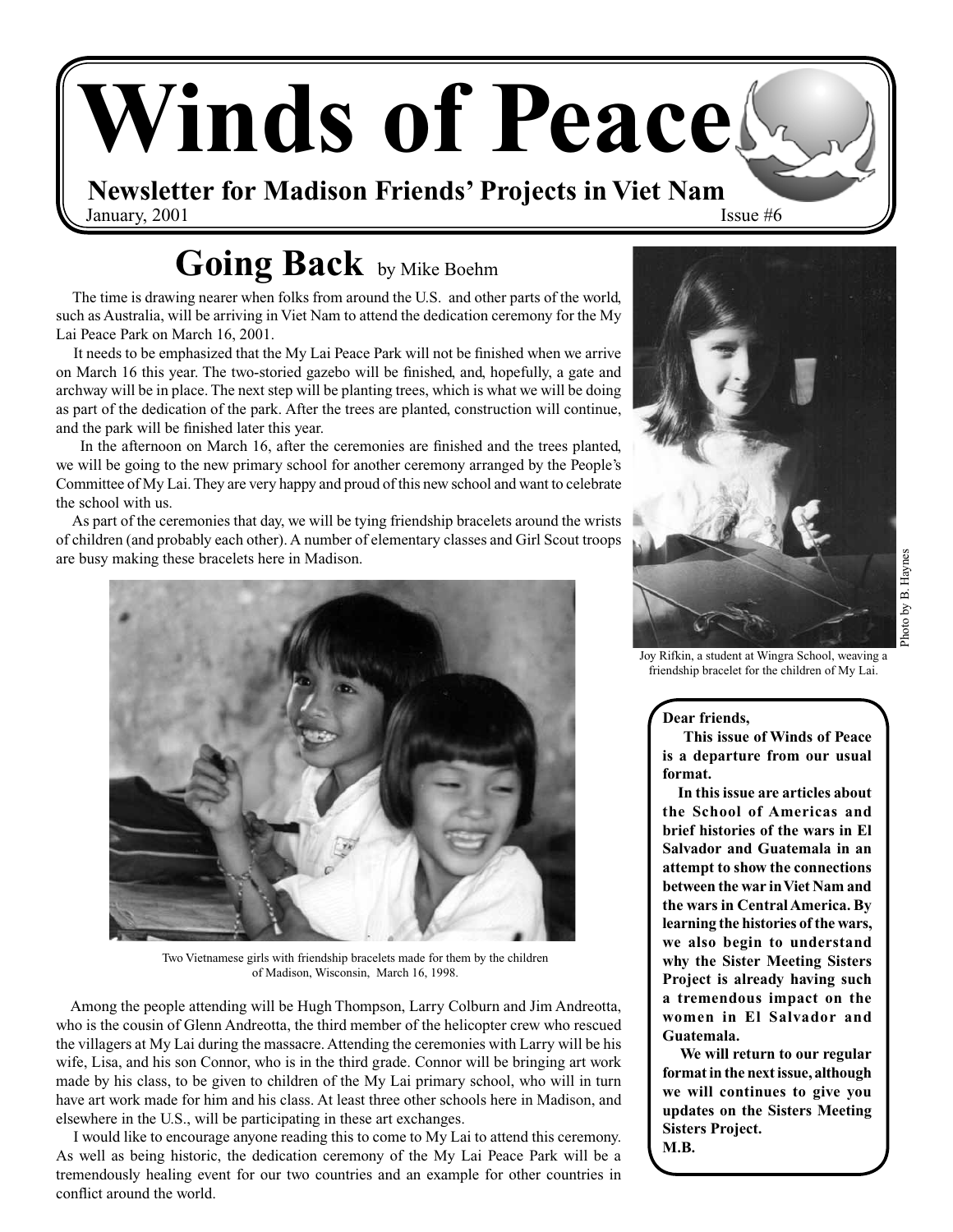# Winds of Peace

**Newsletter for Madison Friends' Projects in Viet Nam**

January, 2001 Issue #6

## Going Back by Mike Boehm

The time is drawing nearer when folks from around the U.S. and other parts of the world, such as Australia, will be arriving in Viet Nam to attend the dedication ceremony for the My Lai Peace Park on March 16, 2001.

It needs to be emphasized that the My Lai Peace Park will not be finished when we arrive on March 16 this year. The two-storied gazebo will be finished, and, hopefully, a gate and archway will be in place. The next step will be planting trees, which is what we will be doing as part of the dedication of the park. After the trees are planted, construction will continue, and the park will be finished later this year.

In the afternoon on March 16, after the ceremonies are finished and the trees planted, we will be going to the new primary school for another ceremony arranged by the People's Committee of My Lai. They are very happy and proud of this new school and want to celebrate the school with us.

As part of the ceremonies that day, we will be tying friendship bracelets around the wrists of children (and probably each other). A number of elementary classes and Girl Scout troops are busy making these bracelets here in Madison.

Two Vietnamese girls with friendship bracelets made for them by the children of Madison, Wisconsin, March 16, 1998.

Among the people attending will be Hugh Thompson, Larry Colburn and Jim Andreotta, who is the cousin of Glenn Andreotta, the third member of the helicopter crew who rescued the villagers at My Lai during the massacre. Attending the ceremonies with Larry will be his wife, Lisa, and his son Connor, who is in the third grade. Connor will be bringing art work made by his class, to be given to children of the My Lai primary school, who will in turn have art work made for him and his class. At least three other schools here in Madison, and elsewhere in the U.S., will be participating in these art exchanges.

I would like to encourage anyone reading this to come to My Lai to attend this ceremony. As well as being historic, the dedication ceremony of the My Lai Peace Park will be a tremendously healing event for our two countries and an example for other countries in conflict around the world.

Joy Rifkin, a student at Wingra School, weaving a friendship bracelet for the children of My Lai.

Photo by B. Haynes

**Dear friends,**

**This issue of Winds of Peace is a departure from our usual format.**

**In this issue are articles about the School of Americas and brief histories of the wars in El Salvador and Guatemala in an attempt to show the connections between the war in Viet Nam and the wars in Central America. By learning the histories of the wars, we also begin to understand why the Sister Meeting Sisters Project is already having such a tremendous impact on the women in El Salvador and Guatemala.**

**We will return to our regular format in the next issue, although we will continues to give you updates on the Sisters Meeting Sisters Project.**

**M.B.**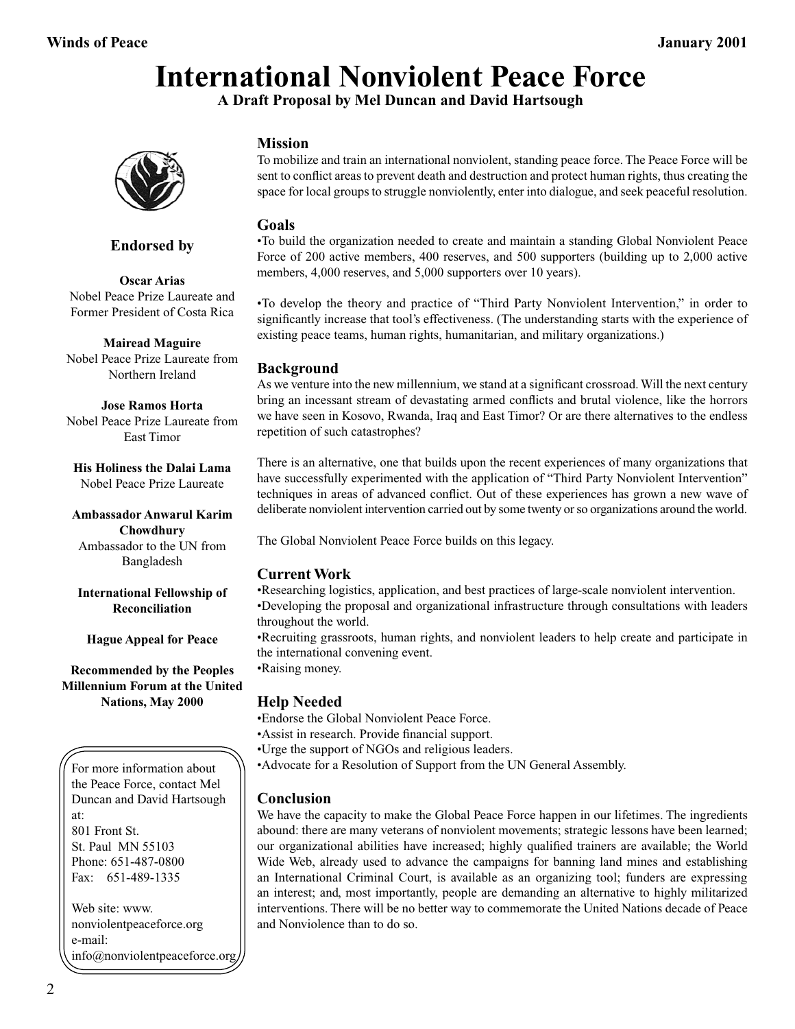# International Nonviolent Peace Force

**A Draft Proposal by Mel Duncan and David Hartsough**

## Mission

To mobilize and train an international nonviolent, standing peace force. The Peace Force will be sent to conflict areas to prevent death and destruction and protect human rights, thus creating the space for local groups to struggle nonviolently, enter into dialogue, and seek peaceful resolution.

## Goals

•To build the organization needed to create and maintain a standing Global Nonviolent Peace Force of 200 active members, 400 reserves, and 500 supporters (building up to 2,000 active members, 4,000 reserves, and 5,000 supporters over 10 years).

•To develop the theory and practice of "Third Party Nonviolent Intervention," in order to significantly increase that tool's effectiveness. (The understanding starts with the experience of existing peace teams, human rights, humanitarian, and military organizations.)

## Background

As we venture into the new millennium, we stand at a significant crossroad. Will the next century bring an incessant stream of devastating armed conflicts and brutal violence, like the horrors we have seen in Kosovo, Rwanda, Iraq and East Timor? Or are there alternatives to the endless repetition of such catastrophes?

There is an alternative, one that builds upon the recent experiences of many organizations that have successfully experimented with the application of "Third Party Nonviolent Intervention" techniques in areas of advanced conflict. Out of these experiences has grown a new wave of deliberate nonviolent intervention carried out by some twenty or so organizations around the world.

The Global Nonviolent Peace Force builds on this legacy.

## Current Work

•Researching logistics, application, and best practices of large-scale nonviolent intervention.
•Developing the proposal and organizational infrastructure through consultations with leaders throughout the world.
•Recruiting grassroots, human rights, and nonviolent leaders to help create and participate in the international convening event.
•Raising money.

## Help Needed

•Endorse the Global Nonviolent Peace Force.
•Assist in research. Provide financial support.
•Urge the support of NGOs and religious leaders.
•Advocate for a Resolution of Support from the UN General Assembly.

## Conclusion

We have the capacity to make the Global Peace Force happen in our lifetimes. The ingredients abound: there are many veterans of nonviolent movements; strategic lessons have been learned; our organizational abilities have increased; highly qualified trainers are available; the World Wide Web, already used to advance the campaigns for banning land mines and establishing an International Criminal Court, is available as an organizing tool; funders are expressing an interest; and, most importantly, people are demanding an alternative to highly militarized interventions. There will be no better way to commemorate the United Nations decade of Peace and Nonviolence than to do so.

### Endorsed by

**Oscar Arias**
Nobel Peace Prize Laureate and Former President of Costa Rica

**Mairead Maguire**
Nobel Peace Prize Laureate from Northern Ireland

**Jose Ramos Horta**
Nobel Peace Prize Laureate from East Timor

**His Holiness the Dalai Lama**
Nobel Peace Prize Laureate

**Ambassador Anwarul Karim Chowdhury**
Ambassador to the UN from Bangladesh

**International Fellowship of Reconciliation**

**Hague Appeal for Peace**

**Recommended by the Peoples Millennium Forum at the United Nations, May 2000**

For more information about the Peace Force, contact Mel Duncan and David Hartsough at:
801 Front St.
St. Paul MN 55103
Phone: 651-487-0800
Fax: 651-489-1335

Web site: www.nonviolentpeaceforce.org
e-mail: info@nonviolentpeaceforce.org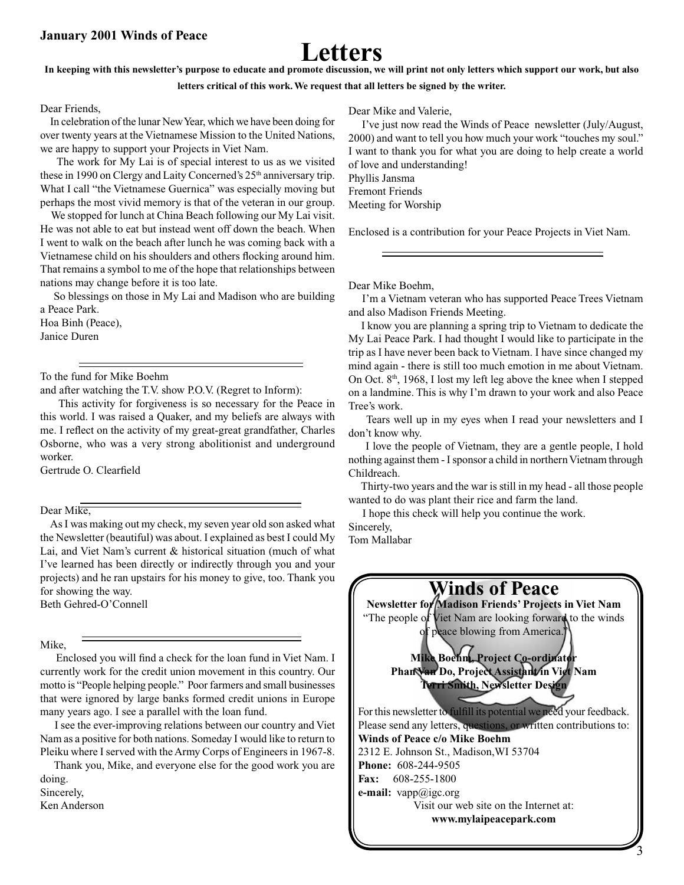# Letters

**In keeping with this newsletter's purpose to educate and promote discussion, we will print not only letters which support our work, but also letters critical of this work. We request that all letters be signed by the writer.**

Dear Friends,

In celebration of the lunar New Year, which we have been doing for over twenty years at the Vietnamese Mission to the United Nations, we are happy to support your Projects in Viet Nam.

The work for My Lai is of special interest to us as we visited these in 1990 on Clergy and Laity Concerned's 25th anniversary trip. What I call "the Vietnamese Guernica" was especially moving but perhaps the most vivid memory is that of the veteran in our group.

We stopped for lunch at China Beach following our My Lai visit. He was not able to eat but instead went off down the beach. When I went to walk on the beach after lunch he was coming back with a Vietnamese child on his shoulders and others flocking around him. That remains a symbol to me of the hope that relationships between nations may change before it is too late.

So blessings on those in My Lai and Madison who are building a Peace Park.

Hoa Binh (Peace),
Janice Duren

---

To the fund for Mike Boehm
and after watching the T.V. show P.O.V. (Regret to Inform):

This activity for forgiveness is so necessary for the Peace in this world. I was raised a Quaker, and my beliefs are always with me. I reflect on the activity of my great-great grandfather, Charles Osborne, who was a very strong abolitionist and underground worker.

Gertrude O. Clearfield

---

Dear Mike,

As I was making out my check, my seven year old son asked what the Newsletter (beautiful) was about. I explained as best I could My Lai, and Viet Nam's current & historical situation (much of what I've learned has been directly or indirectly through you and your projects) and he ran upstairs for his money to give, too. Thank you for showing the way.

Beth Gehred-O'Connell

---

Mike,

Enclosed you will find a check for the loan fund in Viet Nam. I currently work for the credit union movement in this country. Our motto is "People helping people." Poor farmers and small businesses that were ignored by large banks formed credit unions in Europe many years ago. I see a parallel with the loan fund.

I see the ever-improving relations between our country and Viet Nam as a positive for both nations. Someday I would like to return to Pleiku where I served with the Army Corps of Engineers in 1967-8.

Thank you, Mike, and everyone else for the good work you are doing.

Sincerely,
Ken Anderson

---

Dear Mike and Valerie,

I've just now read the Winds of Peace newsletter (July/August, 2000) and want to tell you how much your work "touches my soul." I want to thank you for what you are doing to help create a world of love and understanding!

Phyllis Jansma
Fremont Friends
Meeting for Worship

Enclosed is a contribution for your Peace Projects in Viet Nam.

---

Dear Mike Boehm,

I'm a Vietnam veteran who has supported Peace Trees Vietnam and also Madison Friends Meeting.

I know you are planning a spring trip to Vietnam to dedicate the My Lai Peace Park. I had thought I would like to participate in the trip as I have never been back to Vietnam. I have since changed my mind again - there is still too much emotion in me about Vietnam. On Oct. 8th, 1968, I lost my left leg above the knee when I stepped on a landmine. This is why I'm drawn to your work and also Peace Tree's work.

Tears well up in my eyes when I read your newsletters and I don't know why.

I love the people of Vietnam, they are a gentle people, I hold nothing against them - I sponsor a child in northern Vietnam through Childreach.

Thirty-two years and the war is still in my head - all those people wanted to do was plant their rice and farm the land.

I hope this check will help you continue the work.

Sincerely,
Tom Mallabar

---

## Winds of Peace

**Newsletter for Madison Friends' Projects in Viet Nam**

"The people of Viet Nam are looking forward to the winds of peace blowing from America."

**Mike Boehm, Project Co-ordinator**
**Phan Van Do, Project Assistant in Viet Nam**
**Terri Smith, Newsletter Design**

For this newsletter to fulfill its potential we need your feedback. Please send any letters, questions, or written contributions to:

**Winds of Peace c/o Mike Boehm**
2312 E. Johnson St., Madison,WI 53704
**Phone:** 608-244-9505
**Fax:** 608-255-1800
**e-mail:** vapp@igc.org

Visit our web site on the Internet at:
**www.mylaipeacepark.com**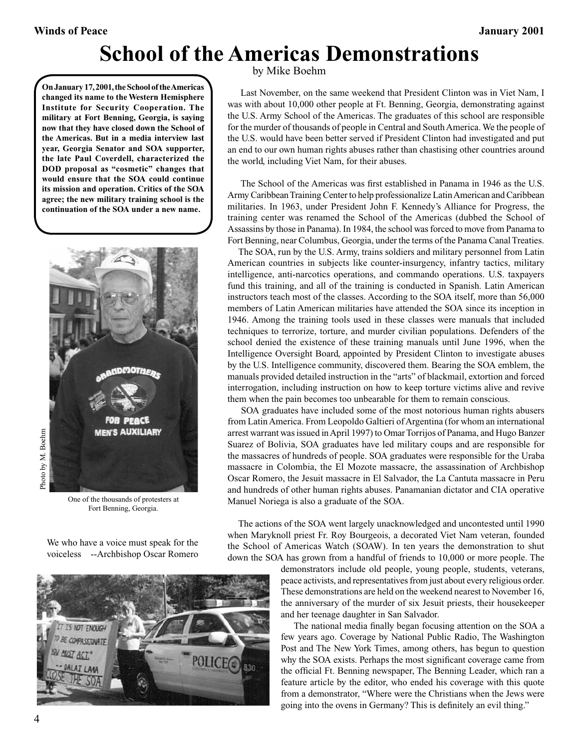# School of the Americas Demonstrations

by Mike Boehm

**On January 17, 2001, the School of the Americas changed its name to the Western Hemisphere Institute for Security Cooperation. The military at Fort Benning, Georgia, is saying now that they have closed down the School of the Americas. But in a media interview last year, Georgia Senator and SOA supporter, the late Paul Coverdell, characterized the DOD proposal as "cosmetic" changes that would ensure that the SOA could continue its mission and operation. Critics of the SOA agree; the new military training school is the continuation of the SOA under a new name.**

Photo by M. Boehm

One of the thousands of protesters at Fort Benning, Georgia.

We who have a voice must speak for the voiceless --Archbishop Oscar Romero

Last November, on the same weekend that President Clinton was in Viet Nam, I was with about 10,000 other people at Ft. Benning, Georgia, demonstrating against the U.S. Army School of the Americas. The graduates of this school are responsible for the murder of thousands of people in Central and South America. We the people of the U.S. would have been better served if President Clinton had investigated and put an end to our own human rights abuses rather than chastising other countries around the world, including Viet Nam, for their abuses.

The School of the Americas was first established in Panama in 1946 as the U.S. Army Caribbean Training Center to help professionalize Latin American and Caribbean militaries. In 1963, under President John F. Kennedy's Alliance for Progress, the training center was renamed the School of the Americas (dubbed the School of Assassins by those in Panama). In 1984, the school was forced to move from Panama to Fort Benning, near Columbus, Georgia, under the terms of the Panama Canal Treaties.

The SOA, run by the U.S. Army, trains soldiers and military personnel from Latin American countries in subjects like counter-insurgency, infantry tactics, military intelligence, anti-narcotics operations, and commando operations. U.S. taxpayers fund this training, and all of the training is conducted in Spanish. Latin American instructors teach most of the classes. According to the SOA itself, more than 56,000 members of Latin American militaries have attended the SOA since its inception in 1946. Among the training tools used in these classes were manuals that included techniques to terrorize, torture, and murder civilian populations. Defenders of the school denied the existence of these training manuals until June 1996, when the Intelligence Oversight Board, appointed by President Clinton to investigate abuses by the U.S. Intelligence community, discovered them. Bearing the SOA emblem, the manuals provided detailed instruction in the "arts" of blackmail, extortion and forced interrogation, including instruction on how to keep torture victims alive and revive them when the pain becomes too unbearable for them to remain conscious.

SOA graduates have included some of the most notorious human rights abusers from Latin America. From Leopoldo Galtieri of Argentina (for whom an international arrest warrant was issued in April 1997) to Omar Torrijos of Panama, and Hugo Banzer Suarez of Bolivia, SOA graduates have led military coups and are responsible for the massacres of hundreds of people. SOA graduates were responsible for the Uraba massacre in Colombia, the El Mozote massacre, the assassination of Archbishop Oscar Romero, the Jesuit massacre in El Salvador, the La Cantuta massacre in Peru and hundreds of other human rights abuses. Panamanian dictator and CIA operative Manuel Noriega is also a graduate of the SOA.

The actions of the SOA went largely unacknowledged and uncontested until 1990 when Maryknoll priest Fr. Roy Bourgeois, a decorated Viet Nam veteran, founded the School of Americas Watch (SOAW). In ten years the demonstration to shut down the SOA has grown from a handful of friends to 10,000 or more people. The demonstrators include old people, young people, students, veterans, peace activists, and representatives from just about every religious order. These demonstrations are held on the weekend nearest to November 16, the anniversary of the murder of six Jesuit priests, their housekeeper and her teenage daughter in San Salvador.

The national media finally began focusing attention on the SOA a few years ago. Coverage by National Public Radio, The Washington Post and The New York Times, among others, has begun to question why the SOA exists. Perhaps the most significant coverage came from the official Ft. Benning newspaper, The Benning Leader, which ran a feature article by the editor, who ended his coverage with this quote from a demonstrator, "Where were the Christians when the Jews were going into the ovens in Germany? This is definitely an evil thing."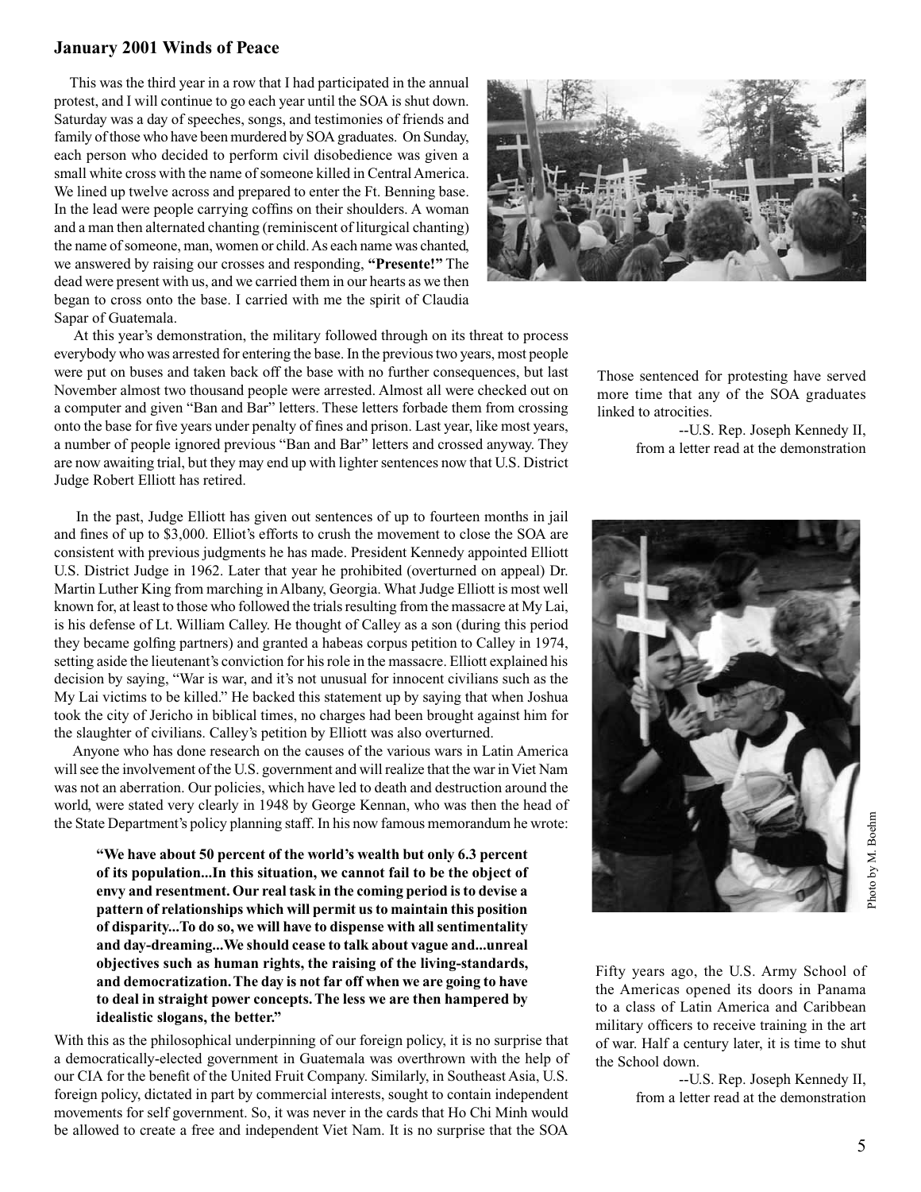## January 2001 Winds of Peace

This was the third year in a row that I had participated in the annual protest, and I will continue to go each year until the SOA is shut down. Saturday was a day of speeches, songs, and testimonies of friends and family of those who have been murdered by SOA graduates. On Sunday, each person who decided to perform civil disobedience was given a small white cross with the name of someone killed in Central America. We lined up twelve across and prepared to enter the Ft. Benning base. In the lead were people carrying coffins on their shoulders. A woman and a man then alternated chanting (reminiscent of liturgical chanting) the name of someone, man, women or child. As each name was chanted, we answered by raising our crosses and responding, **"Presente!"** The dead were present with us, and we carried them in our hearts as we then began to cross onto the base. I carried with me the spirit of Claudia Sapar of Guatemala.

At this year's demonstration, the military followed through on its threat to process everybody who was arrested for entering the base. In the previous two years, most people were put on buses and taken back off the base with no further consequences, but last November almost two thousand people were arrested. Almost all were checked out on a computer and given "Ban and Bar" letters. These letters forbade them from crossing onto the base for five years under penalty of fines and prison. Last year, like most years, a number of people ignored previous "Ban and Bar" letters and crossed anyway. They are now awaiting trial, but they may end up with lighter sentences now that U.S. District Judge Robert Elliott has retired.

In the past, Judge Elliott has given out sentences of up to fourteen months in jail and fines of up to $3,000. Elliot's efforts to crush the movement to close the SOA are consistent with previous judgments he has made. President Kennedy appointed Elliott U.S. District Judge in 1962. Later that year he prohibited (overturned on appeal) Dr. Martin Luther King from marching in Albany, Georgia. What Judge Elliott is most well known for, at least to those who followed the trials resulting from the massacre at My Lai, is his defense of Lt. William Calley. He thought of Calley as a son (during this period they became golfing partners) and granted a habeas corpus petition to Calley in 1974, setting aside the lieutenant's conviction for his role in the massacre. Elliott explained his decision by saying, "War is war, and it's not unusual for innocent civilians such as the My Lai victims to be killed." He backed this statement up by saying that when Joshua took the city of Jericho in biblical times, no charges had been brought against him for the slaughter of civilians. Calley's petition by Elliott was also overturned.

Anyone who has done research on the causes of the various wars in Latin America will see the involvement of the U.S. government and will realize that the war in Viet Nam was not an aberration. Our policies, which have led to death and destruction around the world, were stated very clearly in 1948 by George Kennan, who was then the head of the State Department's policy planning staff. In his now famous memorandum he wrote:

> **"We have about 50 percent of the world's wealth but only 6.3 percent of its population...In this situation, we cannot fail to be the object of envy and resentment. Our real task in the coming period is to devise a pattern of relationships which will permit us to maintain this position of disparity...To do so, we will have to dispense with all sentimentality and day-dreaming...We should cease to talk about vague and...unreal objectives such as human rights, the raising of the living-standards, and democratization. The day is not far off when we are going to have to deal in straight power concepts. The less we are then hampered by idealistic slogans, the better."**

With this as the philosophical underpinning of our foreign policy, it is no surprise that a democratically-elected government in Guatemala was overthrown with the help of our CIA for the benefit of the United Fruit Company. Similarly, in Southeast Asia, U.S. foreign policy, dictated in part by commercial interests, sought to contain independent movements for self government. So, it was never in the cards that Ho Chi Minh would be allowed to create a free and independent Viet Nam. It is no surprise that the SOA

---

Those sentenced for protesting have served more time that any of the SOA graduates linked to atrocities.

--U.S. Rep. Joseph Kennedy II, from a letter read at the demonstration

Photo by M. Boehm

Fifty years ago, the U.S. Army School of the Americas opened its doors in Panama to a class of Latin America and Caribbean military officers to receive training in the art of war. Half a century later, it is time to shut the School down.

--U.S. Rep. Joseph Kennedy II, from a letter read at the demonstration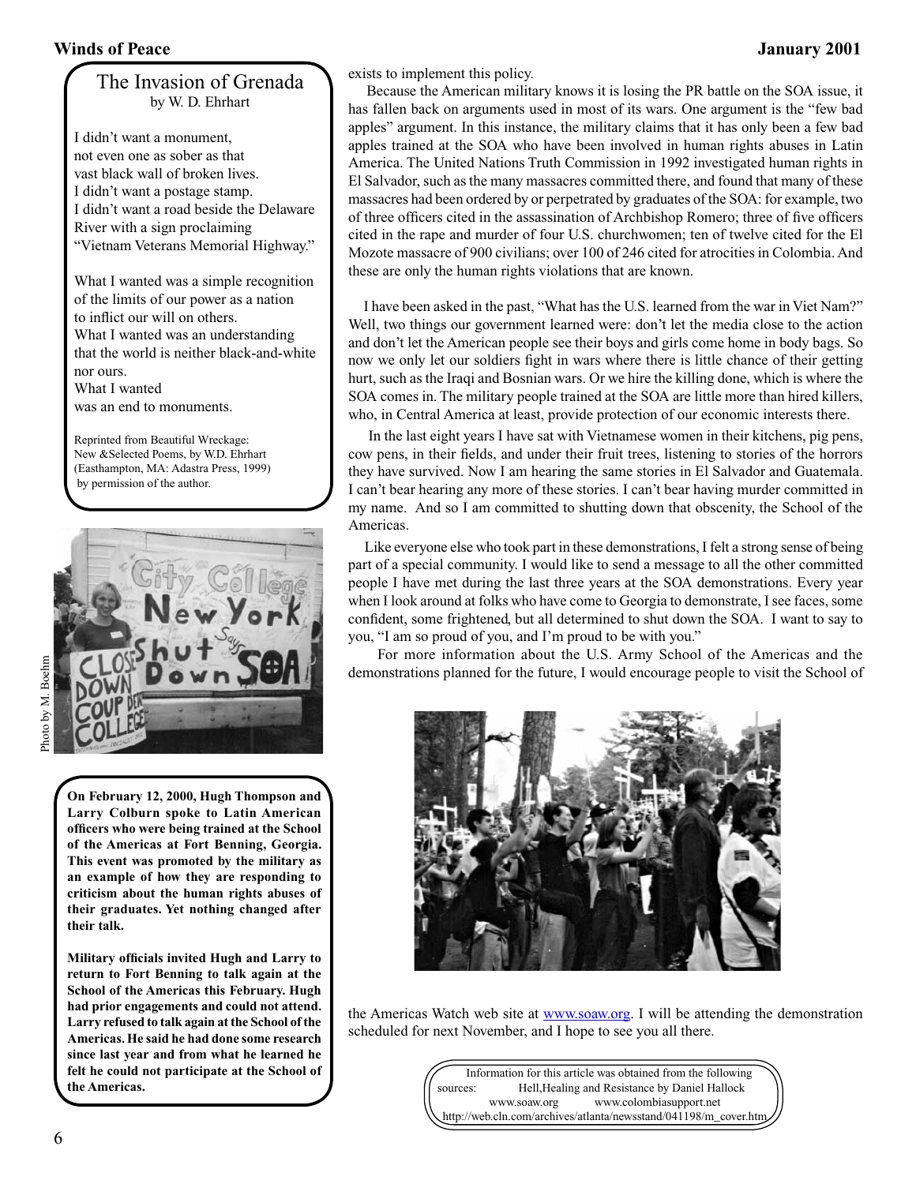## The Invasion of Grenada

by W. D. Ehrhart

I didn't want a monument,
not even one as sober as that
vast black wall of broken lives.
I didn't want a postage stamp.
I didn't want a road beside the Delaware
River with a sign proclaiming
"Vietnam Veterans Memorial Highway."

What I wanted was a simple recognition
of the limits of our power as a nation
to inflict our will on others.
What I wanted was an understanding
that the world is neither black-and-white
nor ours.
What I wanted
was an end to monuments.

Reprinted from Beautiful Wreckage: New &Selected Poems, by W.D. Ehrhart (Easthampton, MA: Adastra Press, 1999) by permission of the author.

Photo by: M. Boehm

**On February 12, 2000, Hugh Thompson and Larry Colburn spoke to Latin American officers who were being trained at the School of the Americas at Fort Benning, Georgia. This event was promoted by the military as an example of how they are responding to criticism about the human rights abuses of their graduates. Yet nothing changed after their talk.**

**Military officials invited Hugh and Larry to return to Fort Benning to talk again at the School of the Americas this February. Hugh had prior engagements and could not attend. Larry refused to talk again at the School of the Americas. He said he had done some research since last year and from what he learned he felt he could not participate at the School of the Americas.**

exists to implement this policy.

Because the American military knows it is losing the PR battle on the SOA issue, it has fallen back on arguments used in most of its wars. One argument is the "few bad apples" argument. In this instance, the military claims that it has only been a few bad apples trained at the SOA who have been involved in human rights abuses in Latin America. The United Nations Truth Commission in 1992 investigated human rights in El Salvador, such as the many massacres committed there, and found that many of these massacres had been ordered by or perpetrated by graduates of the SOA: for example, two of three officers cited in the assassination of Archbishop Romero; three of five officers cited in the rape and murder of four U.S. churchwomen; ten of twelve cited for the El Mozote massacre of 900 civilians; over 100 of 246 cited for atrocities in Colombia. And these are only the human rights violations that are known.

I have been asked in the past, "What has the U.S. learned from the war in Viet Nam?" Well, two things our government learned were: don't let the media close to the action and don't let the American people see their boys and girls come home in body bags. So now we only let our soldiers fight in wars where there is little chance of their getting hurt, such as the Iraqi and Bosnian wars. Or we hire the killing done, which is where the SOA comes in. The military people trained at the SOA are little more than hired killers, who, in Central America at least, provide protection of our economic interests there.

In the last eight years I have sat with Vietnamese women in their kitchens, pig pens, cow pens, in their fields, and under their fruit trees, listening to stories of the horrors they have survived. Now I am hearing the same stories in El Salvador and Guatemala. I can't bear hearing any more of these stories. I can't bear having murder committed in my name. And so I am committed to shutting down that obscenity, the School of the Americas.

Like everyone else who took part in these demonstrations, I felt a strong sense of being part of a special community. I would like to send a message to all the other committed people I have met during the last three years at the SOA demonstrations. Every year when I look around at folks who have come to Georgia to demonstrate, I see faces, some confident, some frightened, but all determined to shut down the SOA. I want to say to you, "I am so proud of you, and I'm proud to be with you."

For more information about the U.S. Army School of the Americas and the demonstrations planned for the future, I would encourage people to visit the School of the Americas Watch web site at www.soaw.org. I will be attending the demonstration scheduled for next November, and I hope to see you all there.

Information for this article was obtained from the following sources: Hell,Healing and Resistance by Daniel Hallock
www.soaw.org www.colombiasupport.net
http://web.cln.com/archives/atlanta/newsstand/041198/m_cover.htm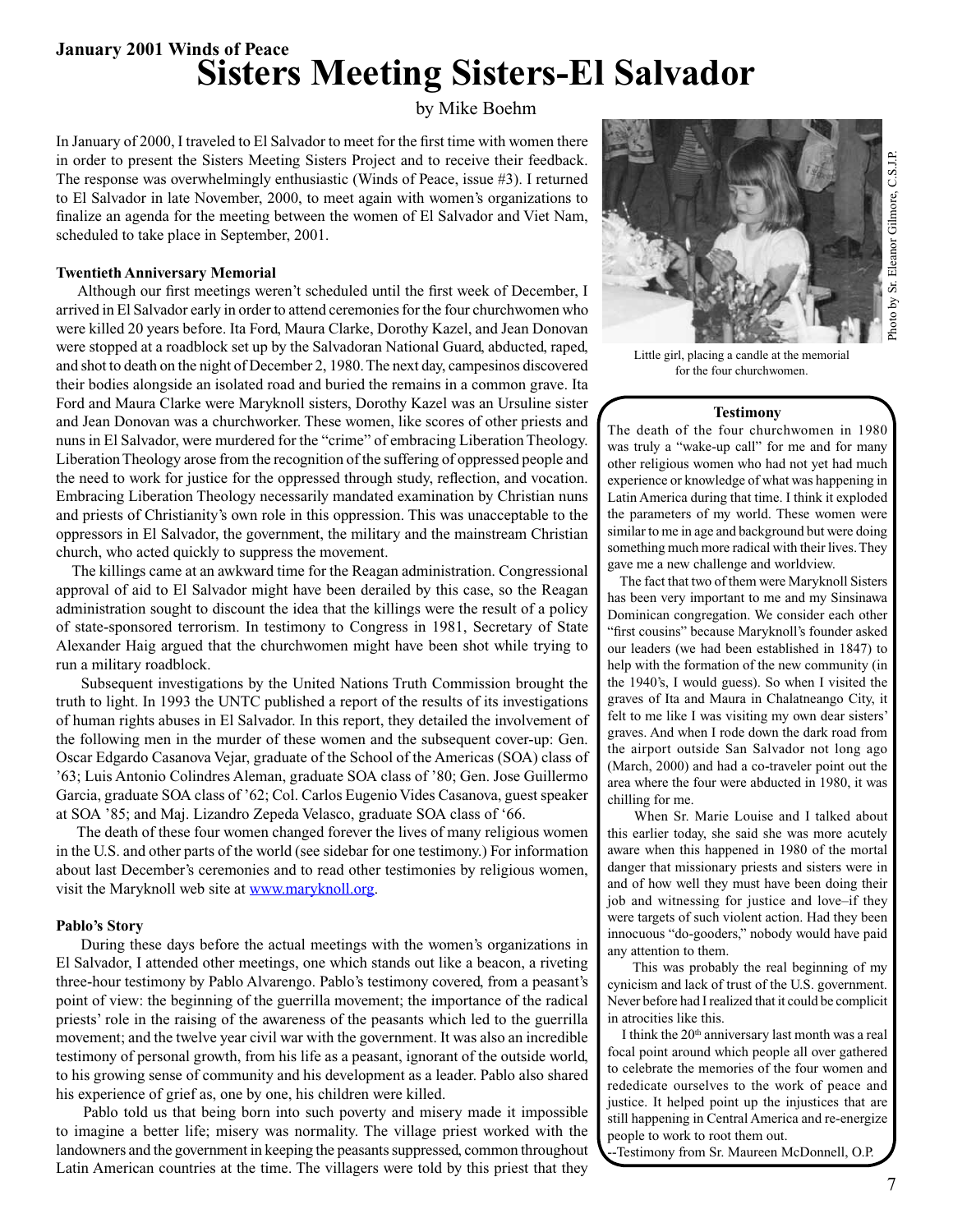**January 2001 Winds of Peace**

# Sisters Meeting Sisters-El Salvador

by Mike Boehm

In January of 2000, I traveled to El Salvador to meet for the first time with women there in order to present the Sisters Meeting Sisters Project and to receive their feedback. The response was overwhelmingly enthusiastic (Winds of Peace, issue #3). I returned to El Salvador in late November, 2000, to meet again with women's organizations to finalize an agenda for the meeting between the women of El Salvador and Viet Nam, scheduled to take place in September, 2001.

### Twentieth Anniversary Memorial

Although our first meetings weren't scheduled until the first week of December, I arrived in El Salvador early in order to attend ceremonies for the four churchwomen who were killed 20 years before. Ita Ford, Maura Clarke, Dorothy Kazel, and Jean Donovan were stopped at a roadblock set up by the Salvadoran National Guard, abducted, raped, and shot to death on the night of December 2, 1980. The next day, campesinos discovered their bodies alongside an isolated road and buried the remains in a common grave. Ita Ford and Maura Clarke were Maryknoll sisters, Dorothy Kazel was an Ursuline sister and Jean Donovan was a churchworker. These women, like scores of other priests and nuns in El Salvador, were murdered for the "crime" of embracing Liberation Theology. Liberation Theology arose from the recognition of the suffering of oppressed people and the need to work for justice for the oppressed through study, reflection, and vocation. Embracing Liberation Theology necessarily mandated examination by Christian nuns and priests of Christianity's own role in this oppression. This was unacceptable to the oppressors in El Salvador, the government, the military and the mainstream Christian church, who acted quickly to suppress the movement.

The killings came at an awkward time for the Reagan administration. Congressional approval of aid to El Salvador might have been derailed by this case, so the Reagan administration sought to discount the idea that the killings were the result of a policy of state-sponsored terrorism. In testimony to Congress in 1981, Secretary of State Alexander Haig argued that the churchwomen might have been shot while trying to run a military roadblock.

Subsequent investigations by the United Nations Truth Commission brought the truth to light. In 1993 the UNTC published a report of the results of its investigations of human rights abuses in El Salvador. In this report, they detailed the involvement of the following men in the murder of these women and the subsequent cover-up: Gen. Oscar Edgardo Casanova Vejar, graduate of the School of the Americas (SOA) class of '63; Luis Antonio Colindres Aleman, graduate SOA class of '80; Gen. Jose Guillermo Garcia, graduate SOA class of '62; Col. Carlos Eugenio Vides Casanova, guest speaker at SOA '85; and Maj. Lizandro Zepeda Velasco, graduate SOA class of '66.

The death of these four women changed forever the lives of many religious women in the U.S. and other parts of the world (see sidebar for one testimony.) For information about last December's ceremonies and to read other testimonies by religious women, visit the Maryknoll web site at www.maryknoll.org.

### Pablo's Story

During these days before the actual meetings with the women's organizations in El Salvador, I attended other meetings, one which stands out like a beacon, a riveting three-hour testimony by Pablo Alvarengo. Pablo's testimony covered, from a peasant's point of view: the beginning of the guerrilla movement; the importance of the radical priests' role in the raising of the awareness of the peasants which led to the guerrilla movement; and the twelve year civil war with the government. It was also an incredible testimony of personal growth, from his life as a peasant, ignorant of the outside world, to his growing sense of community and his development as a leader. Pablo also shared his experience of grief as, one by one, his children were killed.

Pablo told us that being born into such poverty and misery made it impossible to imagine a better life; misery was normality. The village priest worked with the landowners and the government in keeping the peasants suppressed, common throughout Latin American countries at the time. The villagers were told by this priest that they

Photo by Sr. Eleanor Gilmore, C.S.J.P.

Little girl, placing a candle at the memorial for the four churchwomen.

### Testimony

The death of the four churchwomen in 1980 was truly a "wake-up call" for me and for many other religious women who had not yet had much experience or knowledge of what was happening in Latin America during that time. I think it exploded the parameters of my world. These women were similar to me in age and background but were doing something much more radical with their lives. They gave me a new challenge and worldview.

The fact that two of them were Maryknoll Sisters has been very important to me and my Sinsinawa Dominican congregation. We consider each other "first cousins" because Maryknoll's founder asked our leaders (we had been established in 1847) to help with the formation of the new community (in the 1940's, I would guess). So when I visited the graves of Ita and Maura in Chalatneango City, it felt to me like I was visiting my own dear sisters' graves. And when I rode down the dark road from the airport outside San Salvador not long ago (March, 2000) and had a co-traveler point out the area where the four were abducted in 1980, it was chilling for me.

When Sr. Marie Louise and I talked about this earlier today, she said she was more acutely aware when this happened in 1980 of the mortal danger that missionary priests and sisters were in and of how well they must have been doing their job and witnessing for justice and love–if they were targets of such violent action. Had they been innocuous "do-gooders," nobody would have paid any attention to them.

This was probably the real beginning of my cynicism and lack of trust of the U.S. government. Never before had I realized that it could be complicit in atrocities like this.

I think the 20th anniversary last month was a real focal point around which people all over gathered to celebrate the memories of the four women and rededicate ourselves to the work of peace and justice. It helped point up the injustices that are still happening in Central America and re-energize people to work to root them out.

--Testimony from Sr. Maureen McDonnell, O.P.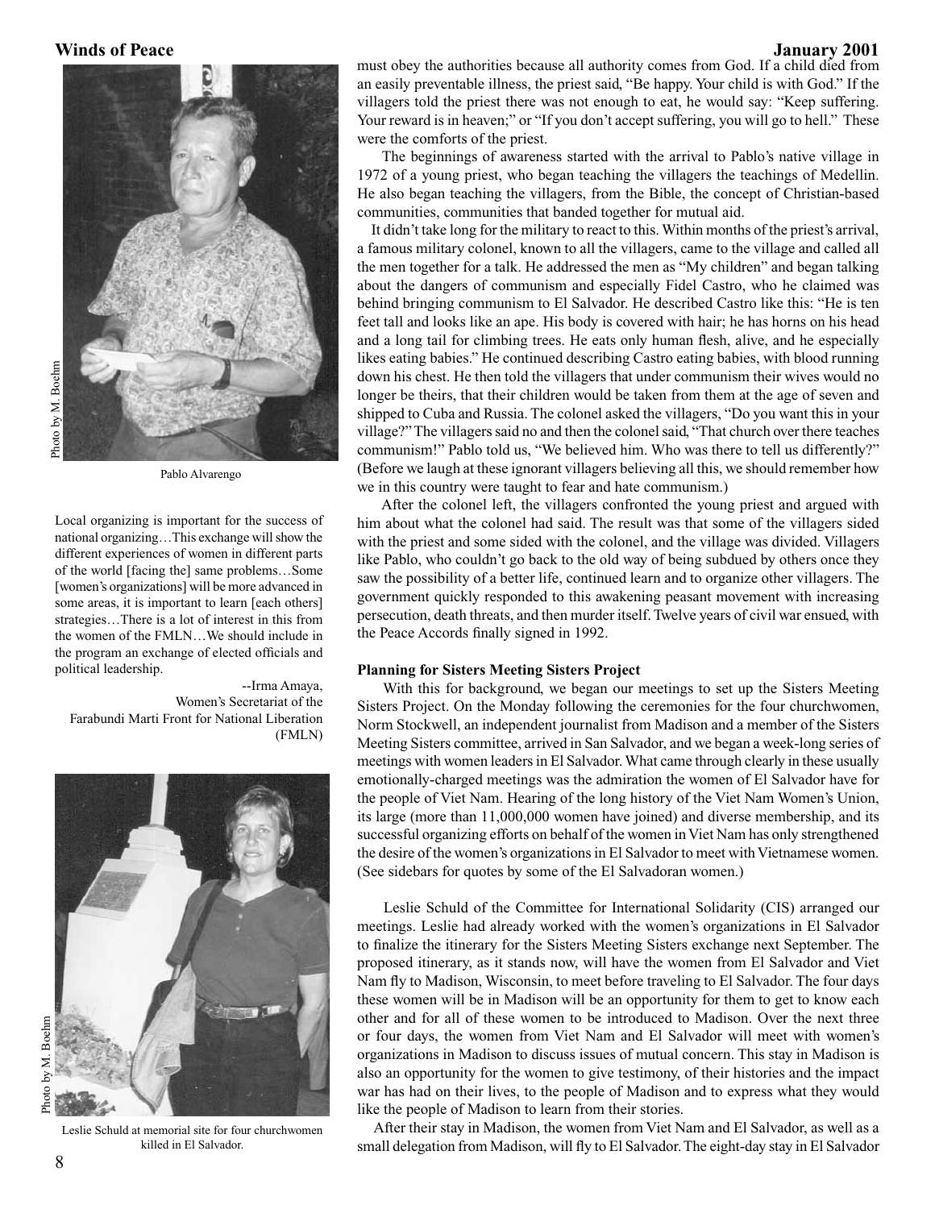Pablo Alvarengo

Local organizing is important for the success of national organizing…This exchange will show the different experiences of women in different parts of the world [facing the] same problems…Some [women's organizations] will be more advanced in some areas, it is important to learn [each others] strategies…There is a lot of interest in this from the women of the FMLN…We should include in the program an exchange of elected officials and political leadership.

--Irma Amaya,
Women's Secretariat of the
Farabundi Marti Front for National Liberation
(FMLN)

Leslie Schuld at memorial site for four churchwomen killed in El Salvador.

must obey the authorities because all authority comes from God. If a child died from an easily preventable illness, the priest said, "Be happy. Your child is with God." If the villagers told the priest there was not enough to eat, he would say: "Keep suffering. Your reward is in heaven;" or "If you don't accept suffering, you will go to hell." These were the comforts of the priest.

The beginnings of awareness started with the arrival to Pablo's native village in 1972 of a young priest, who began teaching the villagers the teachings of Medellin. He also began teaching the villagers, from the Bible, the concept of Christian-based communities, communities that banded together for mutual aid.

It didn't take long for the military to react to this. Within months of the priest's arrival, a famous military colonel, known to all the villagers, came to the village and called all the men together for a talk. He addressed the men as "My children" and began talking about the dangers of communism and especially Fidel Castro, who he claimed was behind bringing communism to El Salvador. He described Castro like this: "He is ten feet tall and looks like an ape. His body is covered with hair; he has horns on his head and a long tail for climbing trees. He eats only human flesh, alive, and he especially likes eating babies." He continued describing Castro eating babies, with blood running down his chest. He then told the villagers that under communism their wives would no longer be theirs, that their children would be taken from them at the age of seven and shipped to Cuba and Russia. The colonel asked the villagers, "Do you want this in your village?" The villagers said no and then the colonel said, "That church over there teaches communism!" Pablo told us, "We believed him. Who was there to tell us differently?" (Before we laugh at these ignorant villagers believing all this, we should remember how we in this country were taught to fear and hate communism.)

After the colonel left, the villagers confronted the young priest and argued with him about what the colonel had said. The result was that some of the villagers sided with the priest and some sided with the colonel, and the village was divided. Villagers like Pablo, who couldn't go back to the old way of being subdued by others once they saw the possibility of a better life, continued learn and to organize other villagers. The government quickly responded to this awakening peasant movement with increasing persecution, death threats, and then murder itself. Twelve years of civil war ensued, with the Peace Accords finally signed in 1992.

**Planning for Sisters Meeting Sisters Project**

With this for background, we began our meetings to set up the Sisters Meeting Sisters Project. On the Monday following the ceremonies for the four churchwomen, Norm Stockwell, an independent journalist from Madison and a member of the Sisters Meeting Sisters committee, arrived in San Salvador, and we began a week-long series of meetings with women leaders in El Salvador. What came through clearly in these usually emotionally-charged meetings was the admiration the women of El Salvador have for the people of Viet Nam. Hearing of the long history of the Viet Nam Women's Union, its large (more than 11,000,000 women have joined) and diverse membership, and its successful organizing efforts on behalf of the women in Viet Nam has only strengthened the desire of the women's organizations in El Salvador to meet with Vietnamese women. (See sidebars for quotes by some of the El Salvadoran women.)

Leslie Schuld of the Committee for International Solidarity (CIS) arranged our meetings. Leslie had already worked with the women's organizations in El Salvador to finalize the itinerary for the Sisters Meeting Sisters exchange next September. The proposed itinerary, as it stands now, will have the women from El Salvador and Viet Nam fly to Madison, Wisconsin, to meet before traveling to El Salvador. The four days these women will be in Madison will be an opportunity for them to get to know each other and for all of these women to be introduced to Madison. Over the next three or four days, the women from Viet Nam and El Salvador will meet with women's organizations in Madison to discuss issues of mutual concern. This stay in Madison is also an opportunity for the women to give testimony, of their histories and the impact war has had on their lives, to the people of Madison and to express what they would like the people of Madison to learn from their stories.

After their stay in Madison, the women from Viet Nam and El Salvador, as well as a small delegation from Madison, will fly to El Salvador. The eight-day stay in El Salvador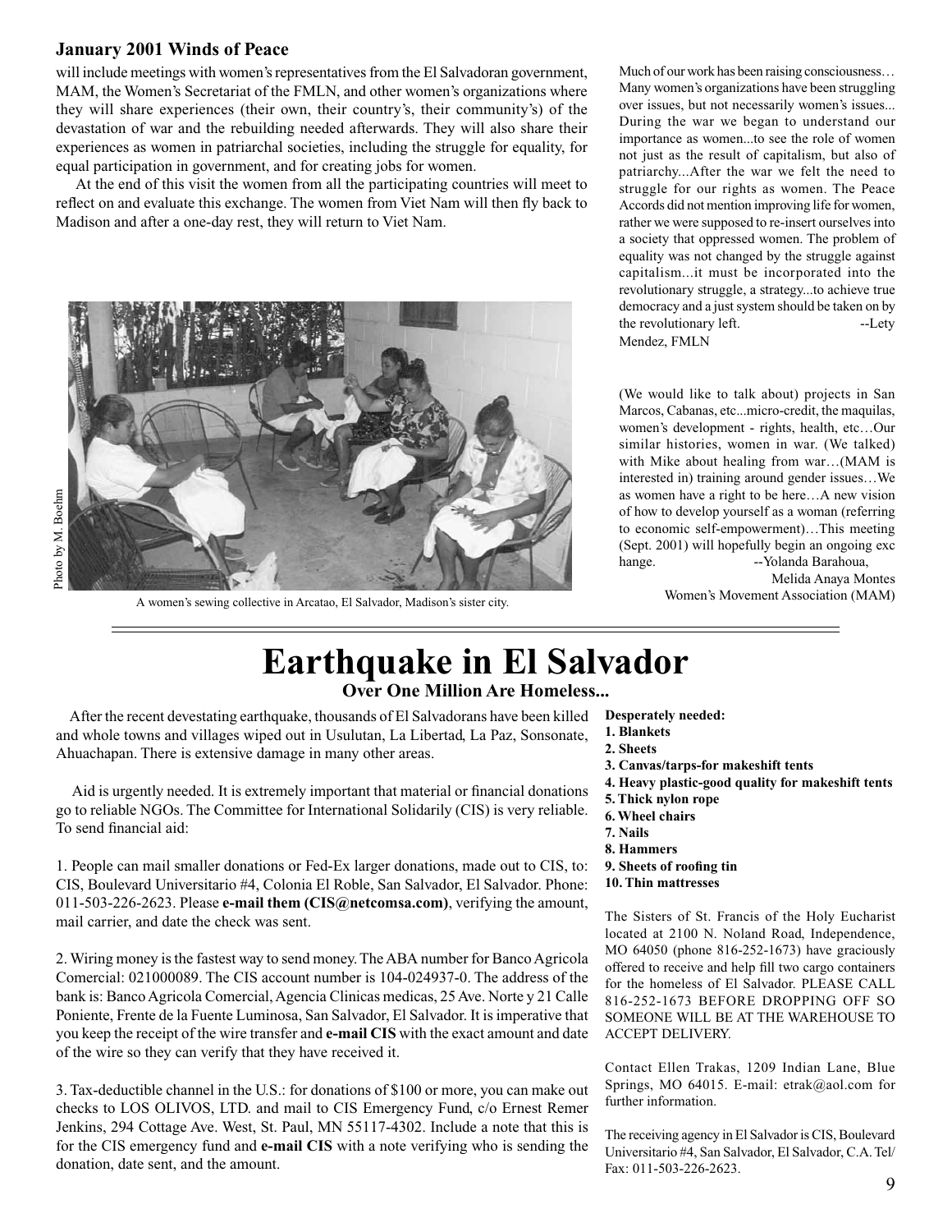## January 2001 Winds of Peace

will include meetings with women's representatives from the El Salvadoran government, MAM, the Women's Secretariat of the FMLN, and other women's organizations where they will share experiences (their own, their country's, their community's) of the devastation of war and the rebuilding needed afterwards. They will also share their experiences as women in patriarchal societies, including the struggle for equality, for equal participation in government, and for creating jobs for women.

At the end of this visit the women from all the participating countries will meet to reflect on and evaluate this exchange. The women from Viet Nam will then fly back to Madison and after a one-day rest, they will return to Viet Nam.

Photo by M. Boehm

A women's sewing collective in Arcatao, El Salvador, Madison's sister city.

Much of our work has been raising consciousness… Many women's organizations have been struggling over issues, but not necessarily women's issues... During the war we began to understand our importance as women...to see the role of women not just as the result of capitalism, but also of patriarchy...After the war we felt the need to struggle for our rights as women. The Peace Accords did not mention improving life for women, rather we were supposed to re-insert ourselves into a society that oppressed women. The problem of equality was not changed by the struggle against capitalism...it must be incorporated into the revolutionary struggle, a strategy...to achieve true democracy and a just system should be taken on by the revolutionary left. --Lety Mendez, FMLN

(We would like to talk about) projects in San Marcos, Cabanas, etc...micro-credit, the maquilas, women's development - rights, health, etc…Our similar histories, women in war. (We talked) with Mike about healing from war…(MAM is interested in) training around gender issues…We as women have a right to be here…A new vision of how to develop yourself as a woman (referring to economic self-empowerment)…This meeting (Sept. 2001) will hopefully begin an ongoing exc hange. --Yolanda Barahoua,
Melida Anaya Montes
Women's Movement Association (MAM)

# Earthquake in El Salvador

### Over One Million Are Homeless...

After the recent devestating earthquake, thousands of El Salvadorans have been killed and whole towns and villages wiped out in Usulutan, La Libertad, La Paz, Sonsonate, Ahuachapan. There is extensive damage in many other areas.

Aid is urgently needed. It is extremely important that material or financial donations go to reliable NGOs. The Committee for International Solidarily (CIS) is very reliable. To send financial aid:

1. People can mail smaller donations or Fed-Ex larger donations, made out to CIS, to: CIS, Boulevard Universitario #4, Colonia El Roble, San Salvador, El Salvador. Phone: 011-503-226-2623. Please **e-mail them (CIS@netcomsa.com)**, verifying the amount, mail carrier, and date the check was sent.

2. Wiring money is the fastest way to send money. The ABA number for Banco Agricola Comercial: 021000089. The CIS account number is 104-024937-0. The address of the bank is: Banco Agricola Comercial, Agencia Clinicas medicas, 25 Ave. Norte y 21 Calle Poniente, Frente de la Fuente Luminosa, San Salvador, El Salvador. It is imperative that you keep the receipt of the wire transfer and **e-mail CIS** with the exact amount and date of the wire so they can verify that they have received it.

3. Tax-deductible channel in the U.S.: for donations of $100 or more, you can make out checks to LOS OLIVOS, LTD. and mail to CIS Emergency Fund, c/o Ernest Remer Jenkins, 294 Cottage Ave. West, St. Paul, MN 55117-4302. Include a note that this is for the CIS emergency fund and **e-mail CIS** with a note verifying who is sending the donation, date sent, and the amount.

**Desperately needed:**

1. **Blankets**
2. **Sheets**
3. **Canvas/tarps-for makeshift tents**
4. **Heavy plastic-good quality for makeshift tents**
5. **Thick nylon rope**
6. **Wheel chairs**
7. **Nails**
8. **Hammers**
9. **Sheets of roofing tin**
10. **Thin mattresses**

The Sisters of St. Francis of the Holy Eucharist located at 2100 N. Noland Road, Independence, MO 64050 (phone 816-252-1673) have graciously offered to receive and help fill two cargo containers for the homeless of El Salvador. PLEASE CALL 816-252-1673 BEFORE DROPPING OFF SO SOMEONE WILL BE AT THE WAREHOUSE TO ACCEPT DELIVERY.

Contact Ellen Trakas, 1209 Indian Lane, Blue Springs, MO 64015. E-mail: etrak@aol.com for further information.

The receiving agency in El Salvador is CIS, Boulevard Universitario #4, San Salvador, El Salvador, C.A. Tel/Fax: 011-503-226-2623.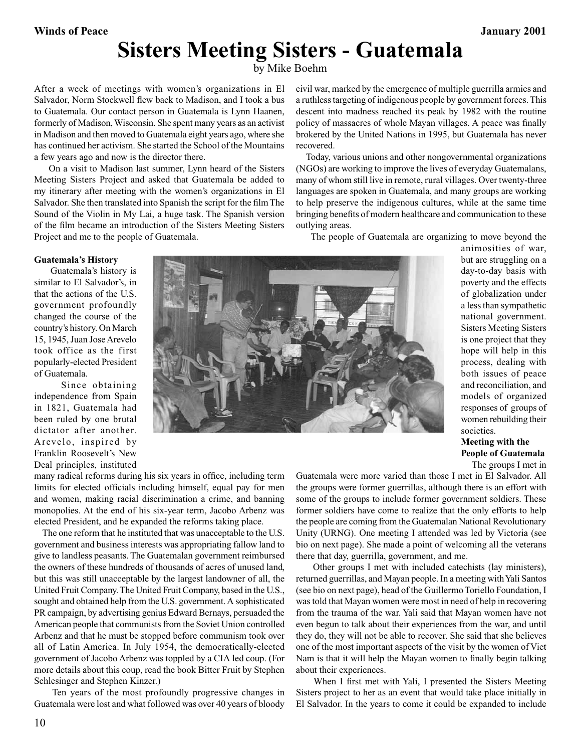# Sisters Meeting Sisters - Guatemala

by Mike Boehm

After a week of meetings with women's organizations in El Salvador, Norm Stockwell flew back to Madison, and I took a bus to Guatemala. Our contact person in Guatemala is Lynn Haanen, formerly of Madison, Wisconsin. She spent many years as an activist in Madison and then moved to Guatemala eight years ago, where she has continued her activism. She started the School of the Mountains a few years ago and now is the director there.

On a visit to Madison last summer, Lynn heard of the Sisters Meeting Sisters Project and asked that Guatemala be added to my itinerary after meeting with the women's organizations in El Salvador. She then translated into Spanish the script for the film The Sound of the Violin in My Lai, a huge task. The Spanish version of the film became an introduction of the Sisters Meeting Sisters Project and me to the people of Guatemala.

**Guatemala's History**

Guatemala's history is similar to El Salvador's, in that the actions of the U.S. government profoundly changed the course of the country's history. On March 15, 1945, Juan Jose Arevelo took office as the first popularly-elected President of Guatemala.

Since obtaining independence from Spain in 1821, Guatemala had been ruled by one brutal dictator after another. Arevelo, inspired by Franklin Roosevelt's New Deal principles, instituted many radical reforms during his six years in office, including term limits for elected officials including himself, equal pay for men and women, making racial discrimination a crime, and banning monopolies. At the end of his six-year term, Jacobo Arbenz was elected President, and he expanded the reforms taking place.

The one reform that he instituted that was unacceptable to the U.S. government and business interests was appropriating fallow land to give to landless peasants. The Guatemalan government reimbursed the owners of these hundreds of thousands of acres of unused land, but this was still unacceptable by the largest landowner of all, the United Fruit Company. The United Fruit Company, based in the U.S., sought and obtained help from the U.S. government. A sophisticated PR campaign, by advertising genius Edward Bernays, persuaded the American people that communists from the Soviet Union controlled Arbenz and that he must be stopped before communism took over all of Latin America. In July 1954, the democratically-elected government of Jacobo Arbenz was toppled by a CIA led coup. (For more details about this coup, read the book Bitter Fruit by Stephen Schlesinger and Stephen Kinzer.)

Ten years of the most profoundly progressive changes in Guatemala were lost and what followed was over 40 years of bloody civil war, marked by the emergence of multiple guerrilla armies and a ruthless targeting of indigenous people by government forces. This descent into madness reached its peak by 1982 with the routine policy of massacres of whole Mayan villages. A peace was finally brokered by the United Nations in 1995, but Guatemala has never recovered.

Today, various unions and other nongovernmental organizations (NGOs) are working to improve the lives of everyday Guatemalans, many of whom still live in remote, rural villages. Over twenty-three languages are spoken in Guatemala, and many groups are working to help preserve the indigenous cultures, while at the same time bringing benefits of modern healthcare and communication to these outlying areas.

The people of Guatemala are organizing to move beyond the animosities of war, but are struggling on a day-to-day basis with poverty and the effects of globalization under a less than sympathetic national government. Sisters Meeting Sisters is one project that they hope will help in this process, dealing with both issues of peace and reconciliation, and models of organized responses of groups of women rebuilding their societies.

**Meeting with the People of Guatemala**

The groups I met in Guatemala were more varied than those I met in El Salvador. All the groups were former guerrillas, although there is an effort with some of the groups to include former government soldiers. These former soldiers have come to realize that the only efforts to help the people are coming from the Guatemalan National Revolutionary Unity (URNG). One meeting I attended was led by Victoria (see bio on next page). She made a point of welcoming all the veterans there that day, guerrilla, government, and me.

Other groups I met with included catechists (lay ministers), returned guerrillas, and Mayan people. In a meeting with Yali Santos (see bio on next page), head of the Guillermo Toriello Foundation, I was told that Mayan women were most in need of help in recovering from the trauma of the war. Yali said that Mayan women have not even begun to talk about their experiences from the war, and until they do, they will not be able to recover. She said that she believes one of the most important aspects of the visit by the women of Viet Nam is that it will help the Mayan women to finally begin talking about their experiences.

When I first met with Yali, I presented the Sisters Meeting Sisters project to her as an event that would take place initially in El Salvador. In the years to come it could be expanded to include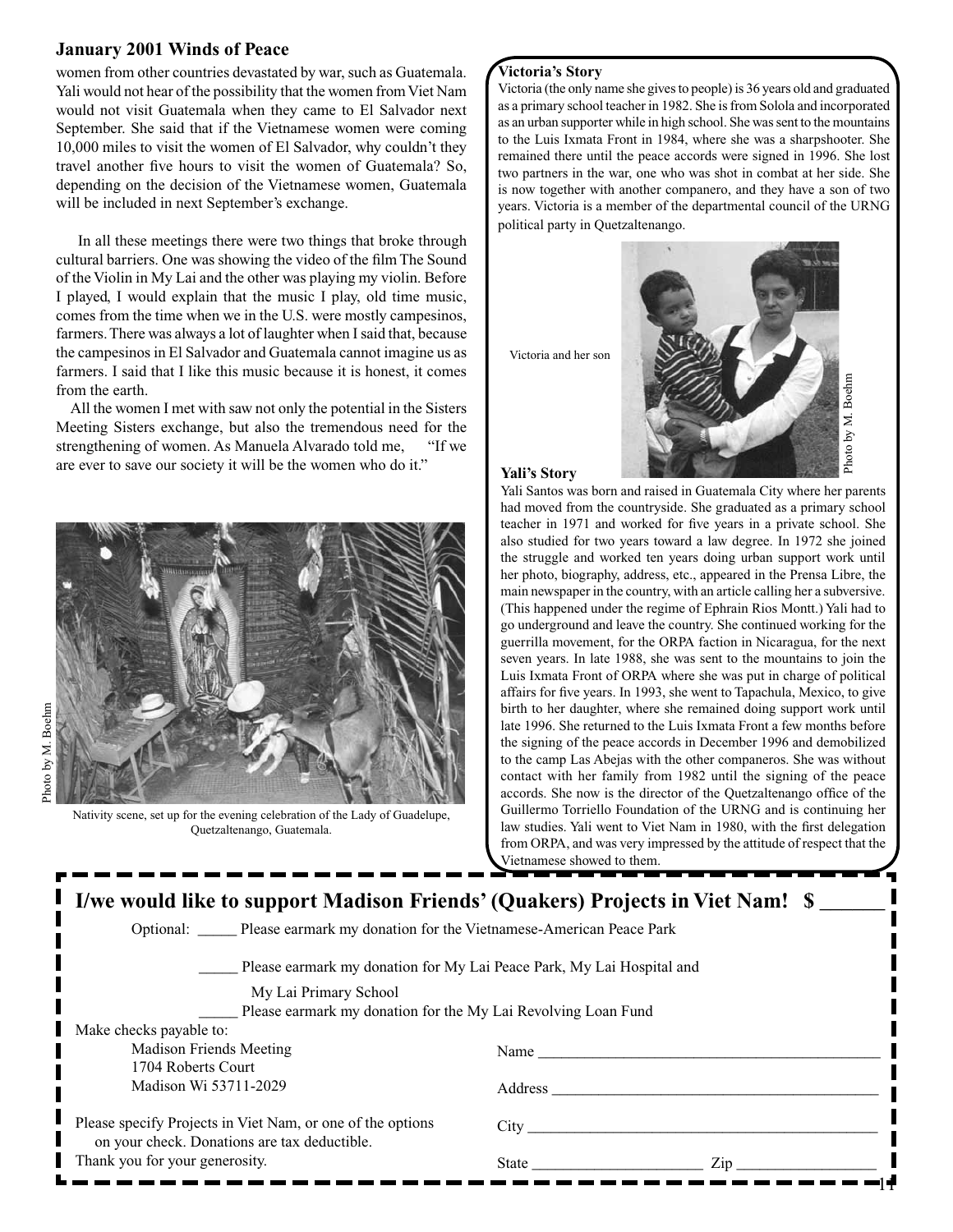women from other countries devastated by war, such as Guatemala. Yali would not hear of the possibility that the women from Viet Nam would not visit Guatemala when they came to El Salvador next September. She said that if the Vietnamese women were coming 10,000 miles to visit the women of El Salvador, why couldn't they travel another five hours to visit the women of Guatemala? So, depending on the decision of the Vietnamese women, Guatemala will be included in next September's exchange.

In all these meetings there were two things that broke through cultural barriers. One was showing the video of the film The Sound of the Violin in My Lai and the other was playing my violin. Before I played, I would explain that the music I play, old time music, comes from the time when we in the U.S. were mostly campesinos, farmers. There was always a lot of laughter when I said that, because the campesinos in El Salvador and Guatemala cannot imagine us as farmers. I said that I like this music because it is honest, it comes from the earth.

All the women I met with saw not only the potential in the Sisters Meeting Sisters exchange, but also the tremendous need for the strengthening of women. As Manuela Alvarado told me, "If we are ever to save our society it will be the women who do it."

Photo by M. Boehm

Nativity scene, set up for the evening celebration of the Lady of Guadelupe, Quetzaltenango, Guatemala.

### Victoria's Story

Victoria (the only name she gives to people) is 36 years old and graduated as a primary school teacher in 1982. She is from Solola and incorporated as an urban supporter while in high school. She was sent to the mountains to the Luis Ixmata Front in 1984, where she was a sharpshooter. She remained there until the peace accords were signed in 1996. She lost two partners in the war, one who was shot in combat at her side. She is now together with another companero, and they have a son of two years. Victoria is a member of the departmental council of the URNG political party in Quetzaltenango.

Victoria and her son

Photo by M. Boehm

### Yali's Story

Yali Santos was born and raised in Guatemala City where her parents had moved from the countryside. She graduated as a primary school teacher in 1971 and worked for five years in a private school. She also studied for two years toward a law degree. In 1972 she joined the struggle and worked ten years doing urban support work until her photo, biography, address, etc., appeared in the Prensa Libre, the main newspaper in the country, with an article calling her a subversive. (This happened under the regime of Ephrain Rios Montt.) Yali had to go underground and leave the country. She continued working for the guerrilla movement, for the ORPA faction in Nicaragua, for the next seven years. In late 1988, she was sent to the mountains to join the Luis Ixmata Front of ORPA where she was put in charge of political affairs for five years. In 1993, she went to Tapachula, Mexico, to give birth to her daughter, where she remained doing support work until late 1996. She returned to the Luis Ixmata Front a few months before the signing of the peace accords in December 1996 and demobilized to the camp Las Abejas with the other companeros. She was without contact with her family from 1982 until the signing of the peace accords. She now is the director of the Quetzaltenango office of the Guillermo Torriello Foundation of the URNG and is continuing her law studies. Yali went to Viet Nam in 1980, with the first delegation from ORPA, and was very impressed by the attitude of respect that the Vietnamese showed to them.

---

## I/we would like to support Madison Friends' (Quakers) Projects in Viet Nam! $ ______

Optional: _____ Please earmark my donation for the Vietnamese-American Peace Park

_____ Please earmark my donation for My Lai Peace Park, My Lai Hospital and My Lai Primary School

_____ Please earmark my donation for the My Lai Revolving Loan Fund

Make checks payable to:
Madison Friends Meeting
1704 Roberts Court
Madison Wi 53711-2029

Please specify Projects in Viet Nam, or one of the options on your check. Donations are tax deductible.
Thank you for your generosity.

Name ______________________________

Address ______________________________

City ______________________________

State ______________ Zip ______________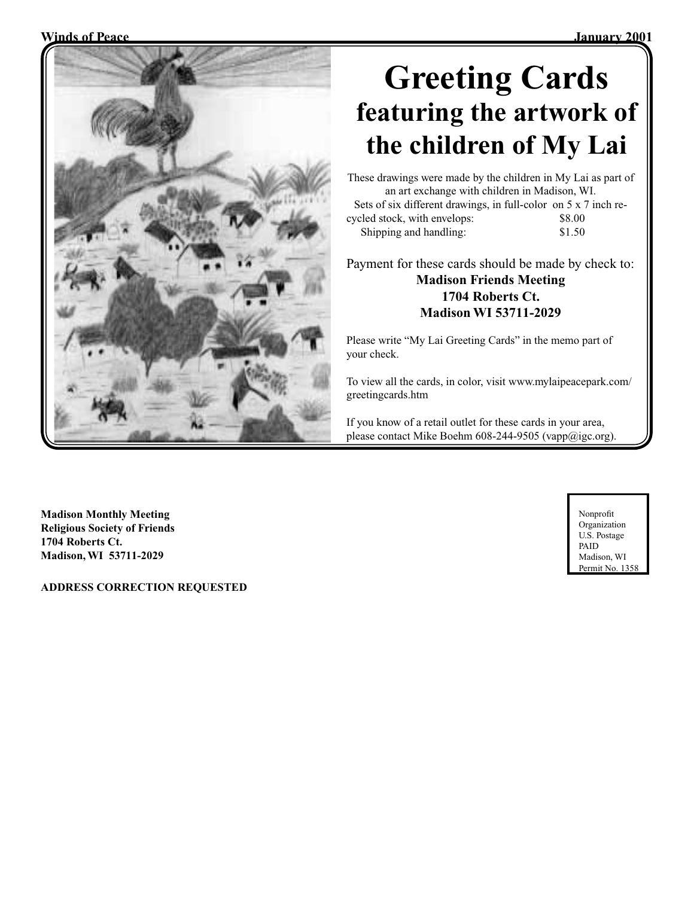# Greeting Cards

## featuring the artwork of the children of My Lai

These drawings were made by the children in My Lai as part of an art exchange with children in Madison, WI.

| | |
|---|---|
| Sets of six different drawings, in full-color on 5 x 7 inch recycled stock, with envelops: | \$8.00 |
| Shipping and handling: | \$1.50 |

Payment for these cards should be made by check to:

**Madison Friends Meeting**
**1704 Roberts Ct.**
**Madison WI 53711-2029**

Please write "My Lai Greeting Cards" in the memo part of your check.

To view all the cards, in color, visit www.mylaipeacepark.com/greetingcards.htm

If you know of a retail outlet for these cards in your area, please contact Mike Boehm 608-244-9505 (vapp@igc.org).

**Madison Monthly Meeting**
**Religious Society of Friends**
**1704 Roberts Ct.**
**Madison, WI 53711-2029**

**ADDRESS CORRECTION REQUESTED**

Nonprofit
Organization
U.S. Postage
PAID
Madison, WI
Permit No. 1358